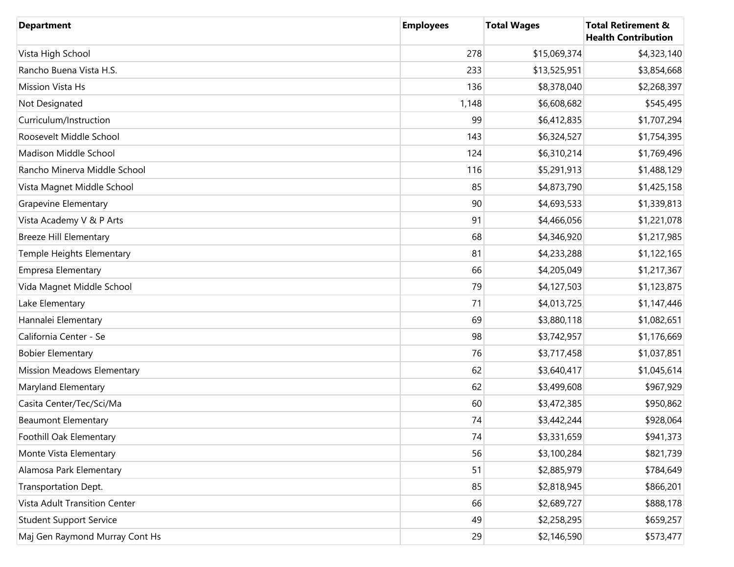| Department | Employees | Total Wages | Total Retirement & Health Contribution |
| --- | --- | --- | --- |
| Vista High School | 278 | $15,069,374 | $4,323,140 |
| Rancho Buena Vista H.S. | 233 | $13,525,951 | $3,854,668 |
| Mission Vista Hs | 136 | $8,378,040 | $2,268,397 |
| Not Designated | 1,148 | $6,608,682 | $545,495 |
| Curriculum/Instruction | 99 | $6,412,835 | $1,707,294 |
| Roosevelt Middle School | 143 | $6,324,527 | $1,754,395 |
| Madison Middle School | 124 | $6,310,214 | $1,769,496 |
| Rancho Minerva Middle School | 116 | $5,291,913 | $1,488,129 |
| Vista Magnet Middle School | 85 | $4,873,790 | $1,425,158 |
| Grapevine Elementary | 90 | $4,693,533 | $1,339,813 |
| Vista Academy V & P Arts | 91 | $4,466,056 | $1,221,078 |
| Breeze Hill Elementary | 68 | $4,346,920 | $1,217,985 |
| Temple Heights Elementary | 81 | $4,233,288 | $1,122,165 |
| Empresa Elementary | 66 | $4,205,049 | $1,217,367 |
| Vida Magnet Middle School | 79 | $4,127,503 | $1,123,875 |
| Lake Elementary | 71 | $4,013,725 | $1,147,446 |
| Hannalei Elementary | 69 | $3,880,118 | $1,082,651 |
| California Center - Se | 98 | $3,742,957 | $1,176,669 |
| Bobier Elementary | 76 | $3,717,458 | $1,037,851 |
| Mission Meadows Elementary | 62 | $3,640,417 | $1,045,614 |
| Maryland Elementary | 62 | $3,499,608 | $967,929 |
| Casita Center/Tec/Sci/Ma | 60 | $3,472,385 | $950,862 |
| Beaumont Elementary | 74 | $3,442,244 | $928,064 |
| Foothill Oak Elementary | 74 | $3,331,659 | $941,373 |
| Monte Vista Elementary | 56 | $3,100,284 | $821,739 |
| Alamosa Park Elementary | 51 | $2,885,979 | $784,649 |
| Transportation Dept. | 85 | $2,818,945 | $866,201 |
| Vista Adult Transition Center | 66 | $2,689,727 | $888,178 |
| Student Support Service | 49 | $2,258,295 | $659,257 |
| Maj Gen Raymond Murray Cont Hs | 29 | $2,146,590 | $573,477 |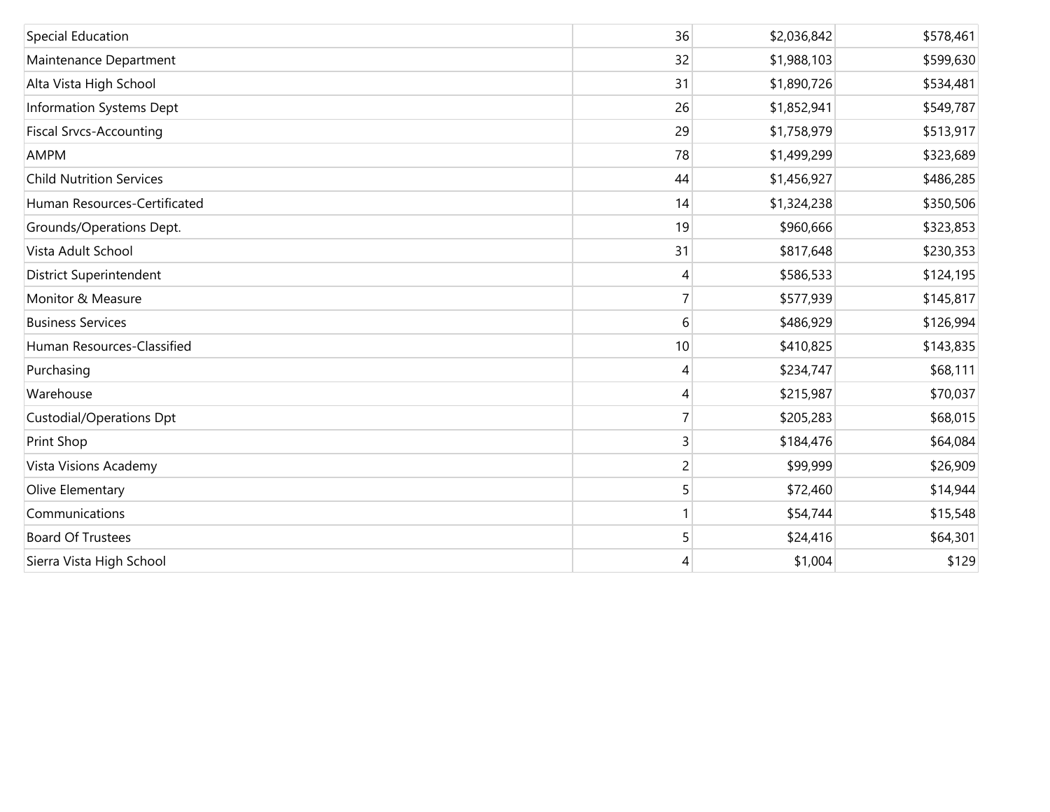| | | | |
|---|---|---|---|
| Special Education | 36 | $2,036,842 | $578,461 |
| Maintenance Department | 32 | $1,988,103 | $599,630 |
| Alta Vista High School | 31 | $1,890,726 | $534,481 |
| Information Systems Dept | 26 | $1,852,941 | $549,787 |
| Fiscal Srvcs-Accounting | 29 | $1,758,979 | $513,917 |
| AMPM | 78 | $1,499,299 | $323,689 |
| Child Nutrition Services | 44 | $1,456,927 | $486,285 |
| Human Resources-Certificated | 14 | $1,324,238 | $350,506 |
| Grounds/Operations Dept. | 19 | $960,666 | $323,853 |
| Vista Adult School | 31 | $817,648 | $230,353 |
| District Superintendent | 4 | $586,533 | $124,195 |
| Monitor & Measure | 7 | $577,939 | $145,817 |
| Business Services | 6 | $486,929 | $126,994 |
| Human Resources-Classified | 10 | $410,825 | $143,835 |
| Purchasing | 4 | $234,747 | $68,111 |
| Warehouse | 4 | $215,987 | $70,037 |
| Custodial/Operations Dpt | 7 | $205,283 | $68,015 |
| Print Shop | 3 | $184,476 | $64,084 |
| Vista Visions Academy | 2 | $99,999 | $26,909 |
| Olive Elementary | 5 | $72,460 | $14,944 |
| Communications | 1 | $54,744 | $15,548 |
| Board Of Trustees | 5 | $24,416 | $64,301 |
| Sierra Vista High School | 4 | $1,004 | $129 |